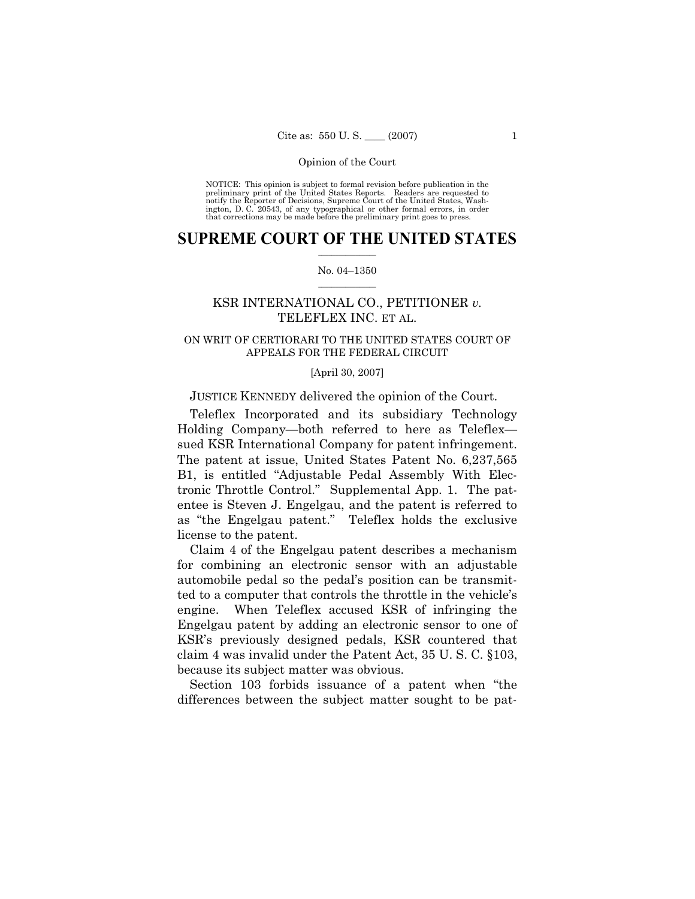NOTICE: This opinion is subject to formal revision before publication in the preliminary print of the United States Reports. Readers are requested to notify the Reporter of Decisions, Supreme Court of the United States, Washington, D. C. 20543, of any typographical or other formal errors, in order that corrections may be made before the preliminary print goes to press.

# SUPREME COURT OF THE UNITED STATES

No. 04–1350

## KSR INTERNATIONAL CO., PETITIONER *v.* TELEFLEX INC. ET AL.

ON WRIT OF CERTIORARI TO THE UNITED STATES COURT OF APPEALS FOR THE FEDERAL CIRCUIT

[April 30, 2007]

JUSTICE KENNEDY delivered the opinion of the Court.

Teleflex Incorporated and its subsidiary Technology Holding Company—both referred to here as Teleflex—sued KSR International Company for patent infringement. The patent at issue, United States Patent No. 6,237,565 B1, is entitled "Adjustable Pedal Assembly With Electronic Throttle Control." Supplemental App. 1. The patentee is Steven J. Engelgau, and the patent is referred to as "the Engelgau patent." Teleflex holds the exclusive license to the patent.

Claim 4 of the Engelgau patent describes a mechanism for combining an electronic sensor with an adjustable automobile pedal so the pedal's position can be transmitted to a computer that controls the throttle in the vehicle's engine. When Teleflex accused KSR of infringing the Engelgau patent by adding an electronic sensor to one of KSR's previously designed pedals, KSR countered that claim 4 was invalid under the Patent Act, 35 U. S. C. §103, because its subject matter was obvious.

Section 103 forbids issuance of a patent when "the differences between the subject matter sought to be pat-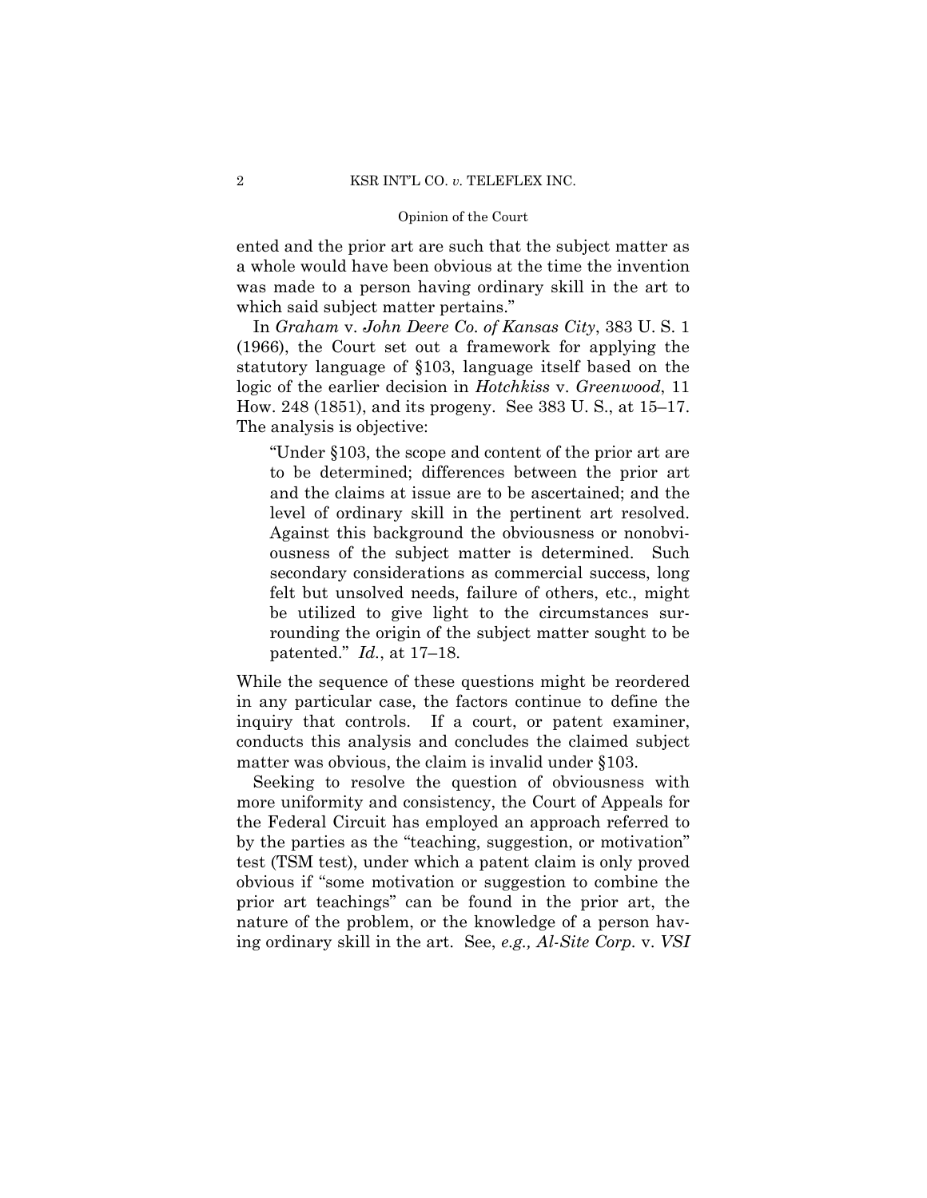ented and the prior art are such that the subject matter as a whole would have been obvious at the time the invention was made to a person having ordinary skill in the art to which said subject matter pertains."

In *Graham* v. *John Deere Co. of Kansas City*, 383 U. S. 1 (1966), the Court set out a framework for applying the statutory language of §103, language itself based on the logic of the earlier decision in *Hotchkiss* v. *Greenwood*, 11 How. 248 (1851), and its progeny. See 383 U. S., at 15–17. The analysis is objective:

> "Under §103, the scope and content of the prior art are to be determined; differences between the prior art and the claims at issue are to be ascertained; and the level of ordinary skill in the pertinent art resolved. Against this background the obviousness or nonobviousness of the subject matter is determined. Such secondary considerations as commercial success, long felt but unsolved needs, failure of others, etc., might be utilized to give light to the circumstances surrounding the origin of the subject matter sought to be patented." *Id.*, at 17–18.

While the sequence of these questions might be reordered in any particular case, the factors continue to define the inquiry that controls. If a court, or patent examiner, conducts this analysis and concludes the claimed subject matter was obvious, the claim is invalid under §103.

Seeking to resolve the question of obviousness with more uniformity and consistency, the Court of Appeals for the Federal Circuit has employed an approach referred to by the parties as the "teaching, suggestion, or motivation" test (TSM test), under which a patent claim is only proved obvious if "some motivation or suggestion to combine the prior art teachings" can be found in the prior art, the nature of the problem, or the knowledge of a person having ordinary skill in the art. See, *e.g., Al-Site Corp.* v. *VSI*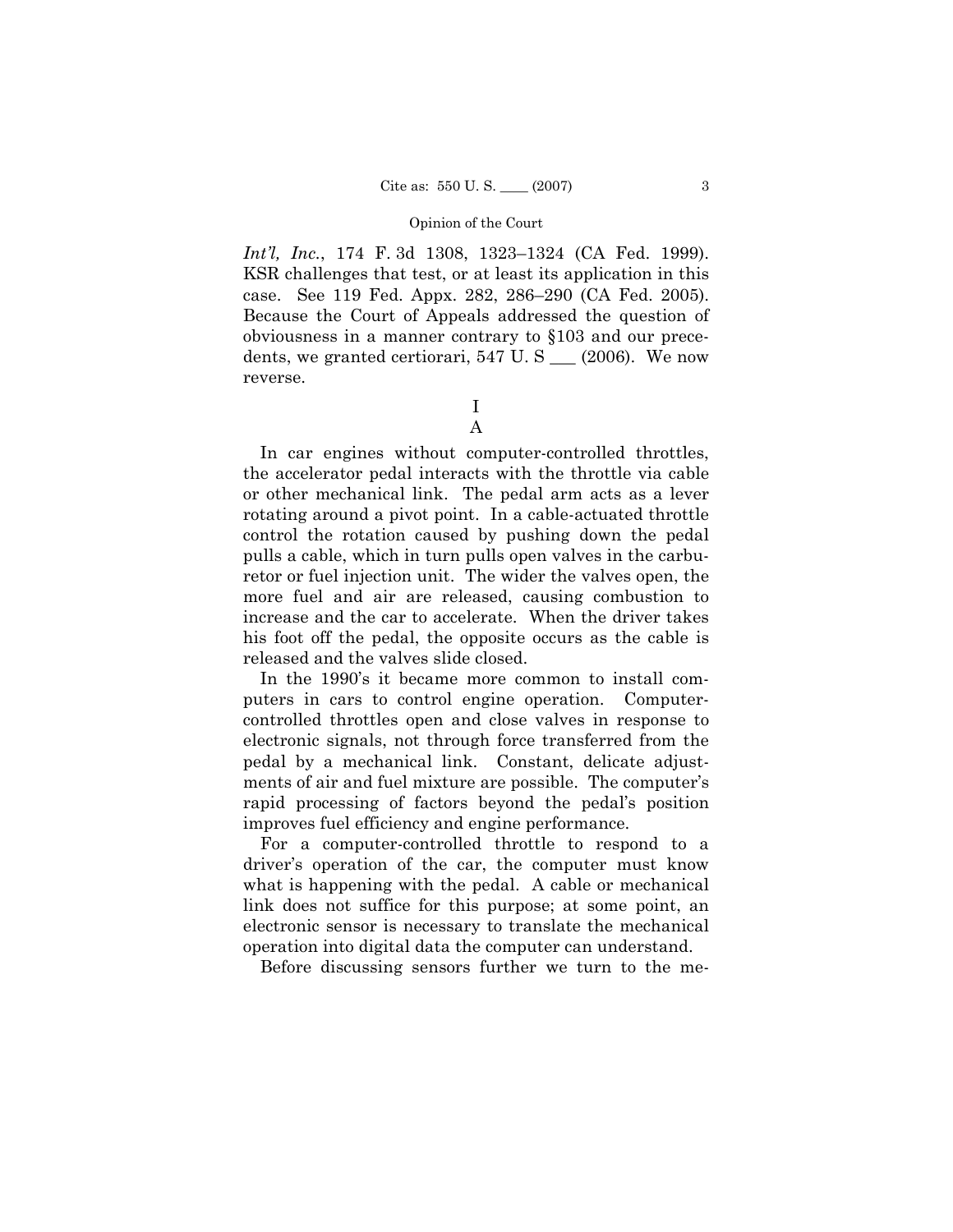*Int'l, Inc.*, 174 F. 3d 1308, 1323–1324 (CA Fed. 1999). KSR challenges that test, or at least its application in this case. See 119 Fed. Appx. 282, 286–290 (CA Fed. 2005). Because the Court of Appeals addressed the question of obviousness in a manner contrary to §103 and our precedents, we granted certiorari, 547 U. S \_\_\_ (2006). We now reverse.

# I

## A

In car engines without computer-controlled throttles, the accelerator pedal interacts with the throttle via cable or other mechanical link. The pedal arm acts as a lever rotating around a pivot point. In a cable-actuated throttle control the rotation caused by pushing down the pedal pulls a cable, which in turn pulls open valves in the carburetor or fuel injection unit. The wider the valves open, the more fuel and air are released, causing combustion to increase and the car to accelerate. When the driver takes his foot off the pedal, the opposite occurs as the cable is released and the valves slide closed.

In the 1990's it became more common to install computers in cars to control engine operation. Computer-controlled throttles open and close valves in response to electronic signals, not through force transferred from the pedal by a mechanical link. Constant, delicate adjustments of air and fuel mixture are possible. The computer's rapid processing of factors beyond the pedal's position improves fuel efficiency and engine performance.

For a computer-controlled throttle to respond to a driver's operation of the car, the computer must know what is happening with the pedal. A cable or mechanical link does not suffice for this purpose; at some point, an electronic sensor is necessary to translate the mechanical operation into digital data the computer can understand.

Before discussing sensors further we turn to the me-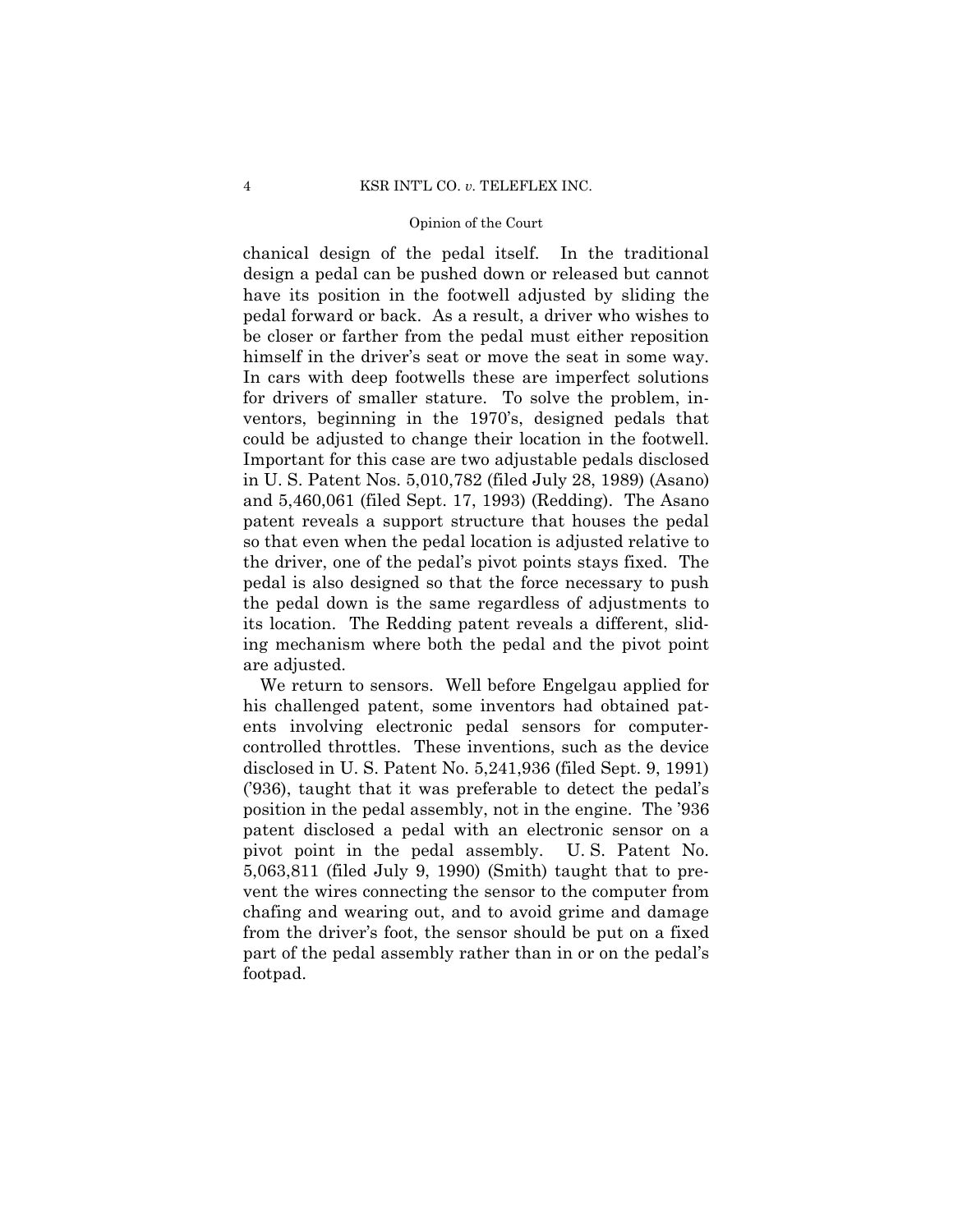chanical design of the pedal itself. In the traditional design a pedal can be pushed down or released but cannot have its position in the footwell adjusted by sliding the pedal forward or back. As a result, a driver who wishes to be closer or farther from the pedal must either reposition himself in the driver's seat or move the seat in some way. In cars with deep footwells these are imperfect solutions for drivers of smaller stature. To solve the problem, inventors, beginning in the 1970's, designed pedals that could be adjusted to change their location in the footwell. Important for this case are two adjustable pedals disclosed in U. S. Patent Nos. 5,010,782 (filed July 28, 1989) (Asano) and 5,460,061 (filed Sept. 17, 1993) (Redding). The Asano patent reveals a support structure that houses the pedal so that even when the pedal location is adjusted relative to the driver, one of the pedal's pivot points stays fixed. The pedal is also designed so that the force necessary to push the pedal down is the same regardless of adjustments to its location. The Redding patent reveals a different, sliding mechanism where both the pedal and the pivot point are adjusted.

We return to sensors. Well before Engelgau applied for his challenged patent, some inventors had obtained patents involving electronic pedal sensors for computer-controlled throttles. These inventions, such as the device disclosed in U. S. Patent No. 5,241,936 (filed Sept. 9, 1991) ('936), taught that it was preferable to detect the pedal's position in the pedal assembly, not in the engine. The '936 patent disclosed a pedal with an electronic sensor on a pivot point in the pedal assembly. U. S. Patent No. 5,063,811 (filed July 9, 1990) (Smith) taught that to prevent the wires connecting the sensor to the computer from chafing and wearing out, and to avoid grime and damage from the driver's foot, the sensor should be put on a fixed part of the pedal assembly rather than in or on the pedal's footpad.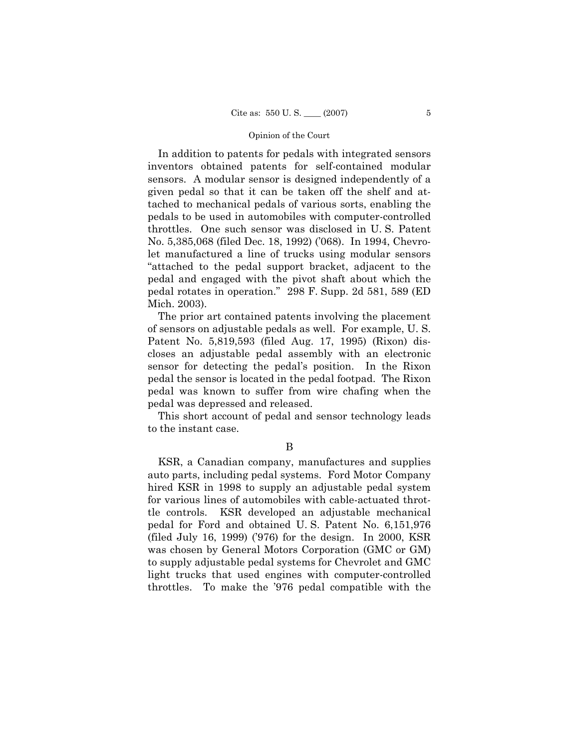In addition to patents for pedals with integrated sensors inventors obtained patents for self-contained modular sensors. A modular sensor is designed independently of a given pedal so that it can be taken off the shelf and attached to mechanical pedals of various sorts, enabling the pedals to be used in automobiles with computer-controlled throttles. One such sensor was disclosed in U. S. Patent No. 5,385,068 (filed Dec. 18, 1992) ('068). In 1994, Chevrolet manufactured a line of trucks using modular sensors "attached to the pedal support bracket, adjacent to the pedal and engaged with the pivot shaft about which the pedal rotates in operation." 298 F. Supp. 2d 581, 589 (ED Mich. 2003).

The prior art contained patents involving the placement of sensors on adjustable pedals as well. For example, U. S. Patent No. 5,819,593 (filed Aug. 17, 1995) (Rixon) discloses an adjustable pedal assembly with an electronic sensor for detecting the pedal's position. In the Rixon pedal the sensor is located in the pedal footpad. The Rixon pedal was known to suffer from wire chafing when the pedal was depressed and released.

This short account of pedal and sensor technology leads to the instant case.

B

KSR, a Canadian company, manufactures and supplies auto parts, including pedal systems. Ford Motor Company hired KSR in 1998 to supply an adjustable pedal system for various lines of automobiles with cable-actuated throttle controls. KSR developed an adjustable mechanical pedal for Ford and obtained U. S. Patent No. 6,151,976 (filed July 16, 1999) ('976) for the design. In 2000, KSR was chosen by General Motors Corporation (GMC or GM) to supply adjustable pedal systems for Chevrolet and GMC light trucks that used engines with computer-controlled throttles. To make the '976 pedal compatible with the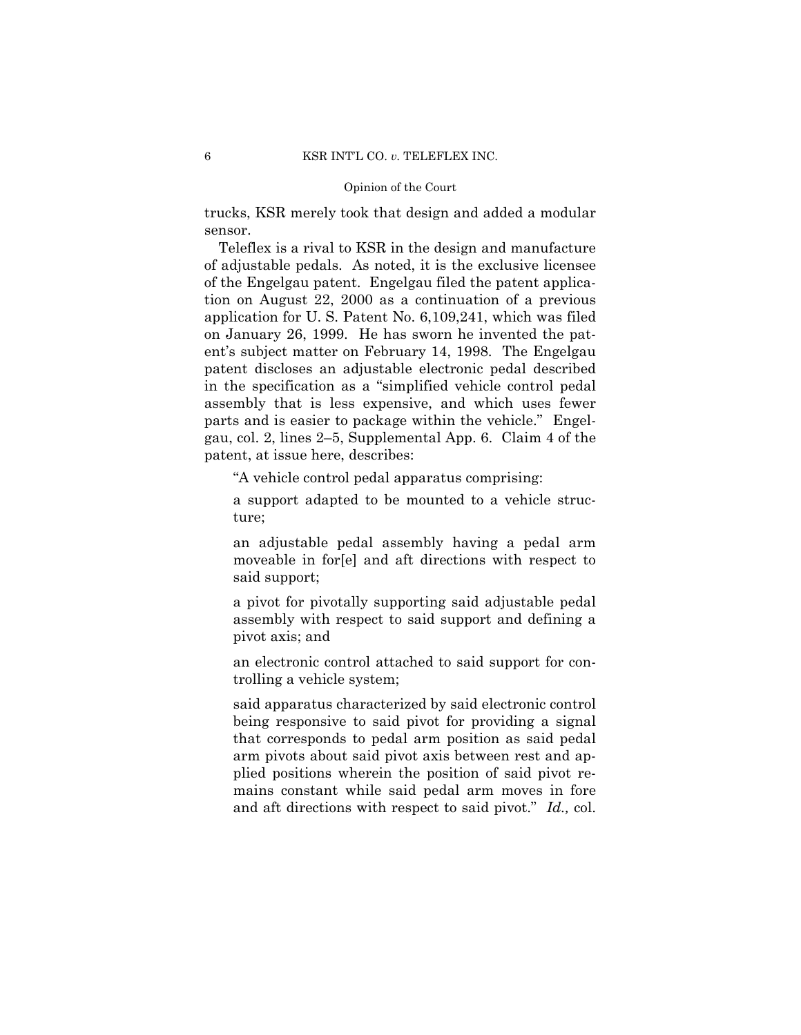trucks, KSR merely took that design and added a modular sensor.

Teleflex is a rival to KSR in the design and manufacture of adjustable pedals. As noted, it is the exclusive licensee of the Engelgau patent. Engelgau filed the patent application on August 22, 2000 as a continuation of a previous application for U. S. Patent No. 6,109,241, which was filed on January 26, 1999. He has sworn he invented the patent's subject matter on February 14, 1998. The Engelgau patent discloses an adjustable electronic pedal described in the specification as a "simplified vehicle control pedal assembly that is less expensive, and which uses fewer parts and is easier to package within the vehicle." Engelgau, col. 2, lines 2–5, Supplemental App. 6. Claim 4 of the patent, at issue here, describes:

> "A vehicle control pedal apparatus comprising:
>
> a support adapted to be mounted to a vehicle structure;
>
> an adjustable pedal assembly having a pedal arm moveable in for[e] and aft directions with respect to said support;
>
> a pivot for pivotally supporting said adjustable pedal assembly with respect to said support and defining a pivot axis; and
>
> an electronic control attached to said support for controlling a vehicle system;
>
> said apparatus characterized by said electronic control being responsive to said pivot for providing a signal that corresponds to pedal arm position as said pedal arm pivots about said pivot axis between rest and applied positions wherein the position of said pivot remains constant while said pedal arm moves in fore and aft directions with respect to said pivot." *Id.,* col.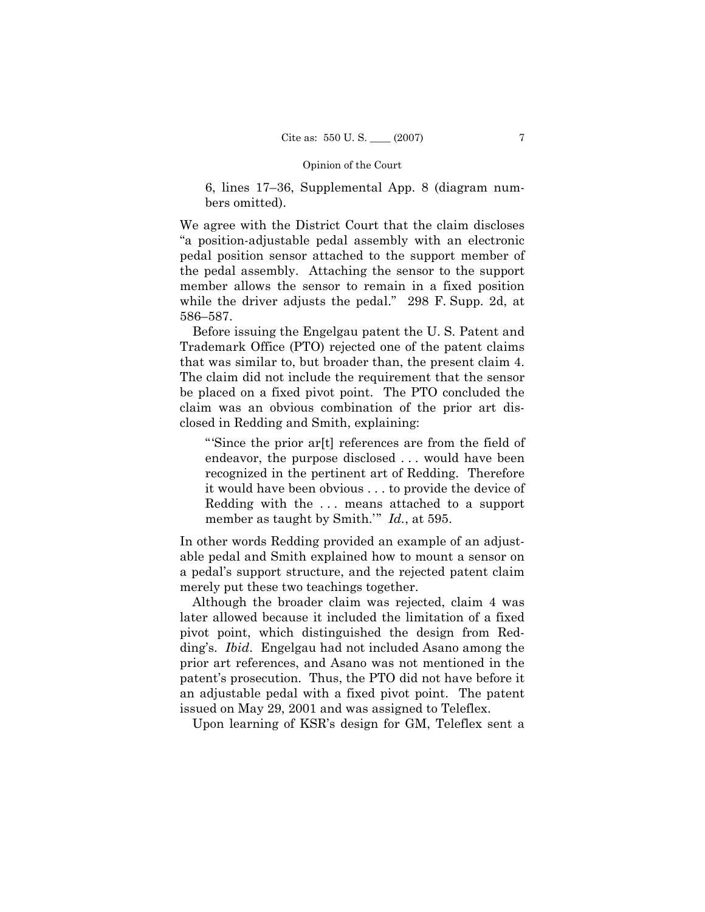6, lines 17–36, Supplemental App. 8 (diagram numbers omitted).

We agree with the District Court that the claim discloses "a position-adjustable pedal assembly with an electronic pedal position sensor attached to the support member of the pedal assembly. Attaching the sensor to the support member allows the sensor to remain in a fixed position while the driver adjusts the pedal." 298 F. Supp. 2d, at 586–587.

Before issuing the Engelgau patent the U. S. Patent and Trademark Office (PTO) rejected one of the patent claims that was similar to, but broader than, the present claim 4. The claim did not include the requirement that the sensor be placed on a fixed pivot point. The PTO concluded the claim was an obvious combination of the prior art disclosed in Redding and Smith, explaining:

> "'Since the prior ar[t] references are from the field of endeavor, the purpose disclosed . . . would have been recognized in the pertinent art of Redding. Therefore it would have been obvious . . . to provide the device of Redding with the . . . means attached to a support member as taught by Smith.'" *Id.*, at 595.

In other words Redding provided an example of an adjustable pedal and Smith explained how to mount a sensor on a pedal's support structure, and the rejected patent claim merely put these two teachings together.

Although the broader claim was rejected, claim 4 was later allowed because it included the limitation of a fixed pivot point, which distinguished the design from Redding's. *Ibid*. Engelgau had not included Asano among the prior art references, and Asano was not mentioned in the patent's prosecution. Thus, the PTO did not have before it an adjustable pedal with a fixed pivot point. The patent issued on May 29, 2001 and was assigned to Teleflex.

Upon learning of KSR's design for GM, Teleflex sent a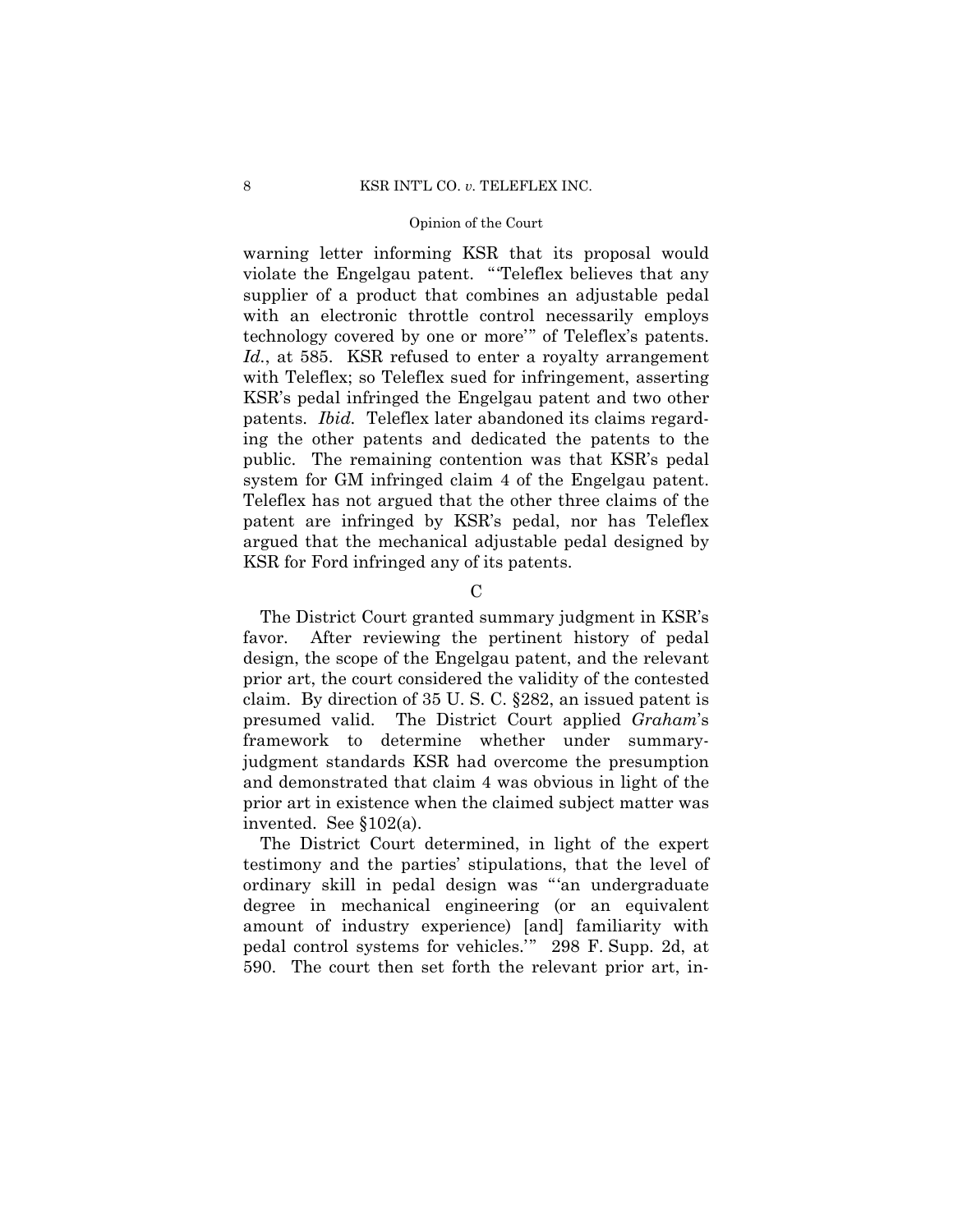warning letter informing KSR that its proposal would violate the Engelgau patent. "'Teleflex believes that any supplier of a product that combines an adjustable pedal with an electronic throttle control necessarily employs technology covered by one or more'" of Teleflex's patents. *Id.*, at 585. KSR refused to enter a royalty arrangement with Teleflex; so Teleflex sued for infringement, asserting KSR's pedal infringed the Engelgau patent and two other patents. *Ibid.* Teleflex later abandoned its claims regarding the other patents and dedicated the patents to the public. The remaining contention was that KSR's pedal system for GM infringed claim 4 of the Engelgau patent. Teleflex has not argued that the other three claims of the patent are infringed by KSR's pedal, nor has Teleflex argued that the mechanical adjustable pedal designed by KSR for Ford infringed any of its patents.

C

The District Court granted summary judgment in KSR's favor. After reviewing the pertinent history of pedal design, the scope of the Engelgau patent, and the relevant prior art, the court considered the validity of the contested claim. By direction of 35 U. S. C. §282, an issued patent is presumed valid. The District Court applied *Graham*'s framework to determine whether under summary-judgment standards KSR had overcome the presumption and demonstrated that claim 4 was obvious in light of the prior art in existence when the claimed subject matter was invented. See §102(a).

The District Court determined, in light of the expert testimony and the parties' stipulations, that the level of ordinary skill in pedal design was "'an undergraduate degree in mechanical engineering (or an equivalent amount of industry experience) [and] familiarity with pedal control systems for vehicles.'" 298 F. Supp. 2d, at 590. The court then set forth the relevant prior art, in-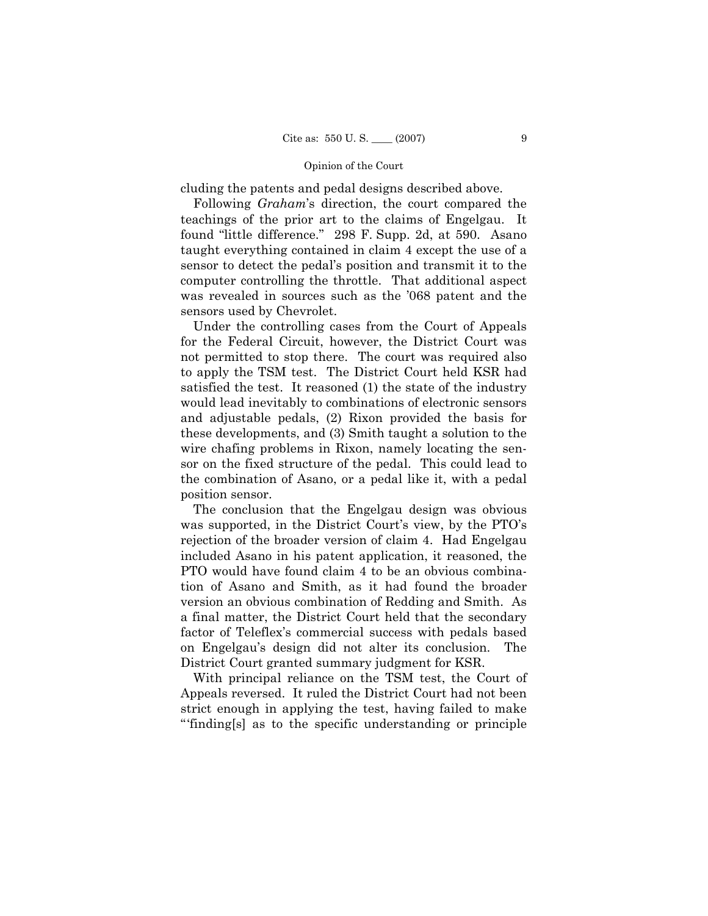cluding the patents and pedal designs described above.

Following *Graham*'s direction, the court compared the teachings of the prior art to the claims of Engelgau. It found "little difference." 298 F. Supp. 2d, at 590. Asano taught everything contained in claim 4 except the use of a sensor to detect the pedal's position and transmit it to the computer controlling the throttle. That additional aspect was revealed in sources such as the '068 patent and the sensors used by Chevrolet.

Under the controlling cases from the Court of Appeals for the Federal Circuit, however, the District Court was not permitted to stop there. The court was required also to apply the TSM test. The District Court held KSR had satisfied the test. It reasoned (1) the state of the industry would lead inevitably to combinations of electronic sensors and adjustable pedals, (2) Rixon provided the basis for these developments, and (3) Smith taught a solution to the wire chafing problems in Rixon, namely locating the sensor on the fixed structure of the pedal. This could lead to the combination of Asano, or a pedal like it, with a pedal position sensor.

The conclusion that the Engelgau design was obvious was supported, in the District Court's view, by the PTO's rejection of the broader version of claim 4. Had Engelgau included Asano in his patent application, it reasoned, the PTO would have found claim 4 to be an obvious combination of Asano and Smith, as it had found the broader version an obvious combination of Redding and Smith. As a final matter, the District Court held that the secondary factor of Teleflex's commercial success with pedals based on Engelgau's design did not alter its conclusion. The District Court granted summary judgment for KSR.

With principal reliance on the TSM test, the Court of Appeals reversed. It ruled the District Court had not been strict enough in applying the test, having failed to make "'finding[s] as to the specific understanding or principle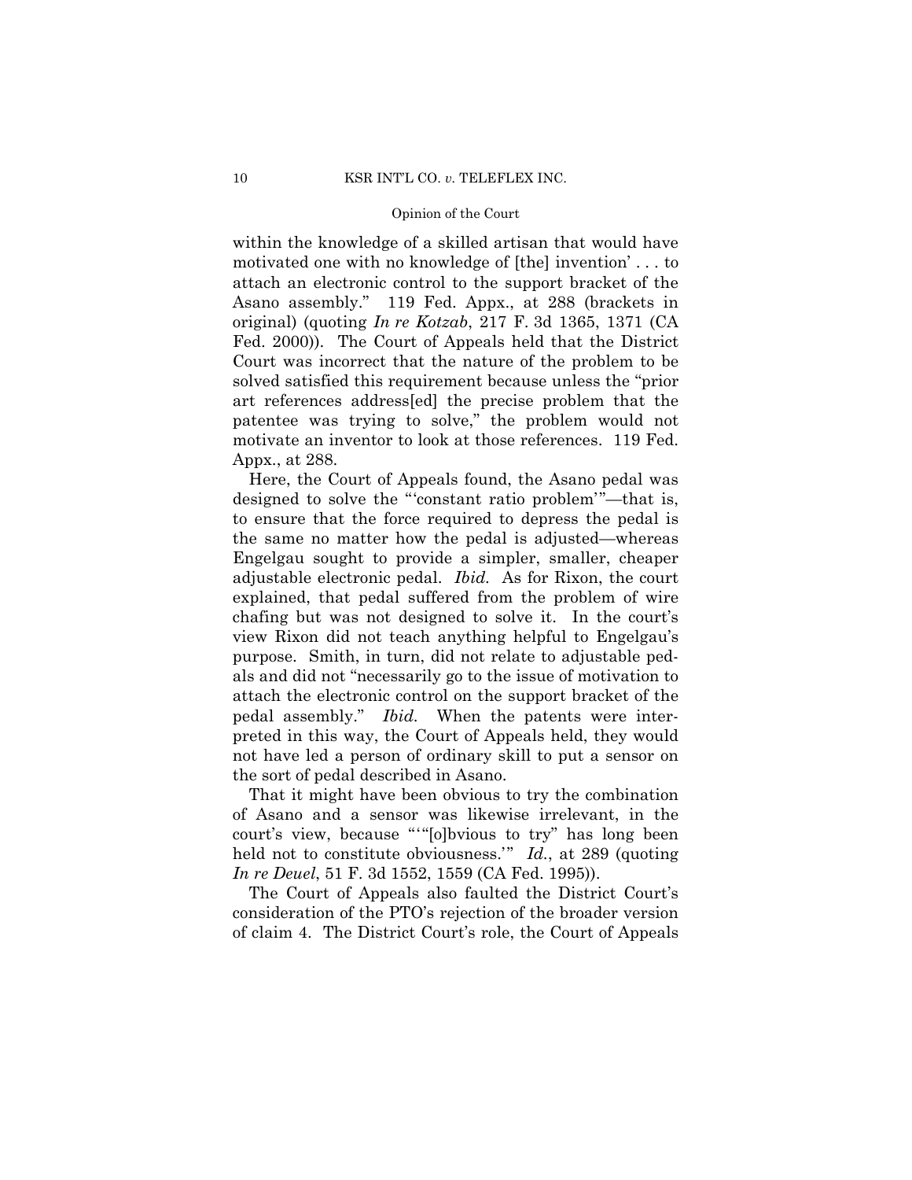within the knowledge of a skilled artisan that would have motivated one with no knowledge of [the] invention' . . . to attach an electronic control to the support bracket of the Asano assembly." 119 Fed. Appx., at 288 (brackets in original) (quoting *In re Kotzab*, 217 F. 3d 1365, 1371 (CA Fed. 2000)). The Court of Appeals held that the District Court was incorrect that the nature of the problem to be solved satisfied this requirement because unless the "prior art references address[ed] the precise problem that the patentee was trying to solve," the problem would not motivate an inventor to look at those references. 119 Fed. Appx., at 288.

Here, the Court of Appeals found, the Asano pedal was designed to solve the "'constant ratio problem'"—that is, to ensure that the force required to depress the pedal is the same no matter how the pedal is adjusted—whereas Engelgau sought to provide a simpler, smaller, cheaper adjustable electronic pedal. *Ibid.* As for Rixon, the court explained, that pedal suffered from the problem of wire chafing but was not designed to solve it. In the court's view Rixon did not teach anything helpful to Engelgau's purpose. Smith, in turn, did not relate to adjustable pedals and did not "necessarily go to the issue of motivation to attach the electronic control on the support bracket of the pedal assembly." *Ibid.* When the patents were interpreted in this way, the Court of Appeals held, they would not have led a person of ordinary skill to put a sensor on the sort of pedal described in Asano.

That it might have been obvious to try the combination of Asano and a sensor was likewise irrelevant, in the court's view, because "'"[o]bvious to try" has long been held not to constitute obviousness.'" *Id.*, at 289 (quoting *In re Deuel*, 51 F. 3d 1552, 1559 (CA Fed. 1995)).

The Court of Appeals also faulted the District Court's consideration of the PTO's rejection of the broader version of claim 4. The District Court's role, the Court of Appeals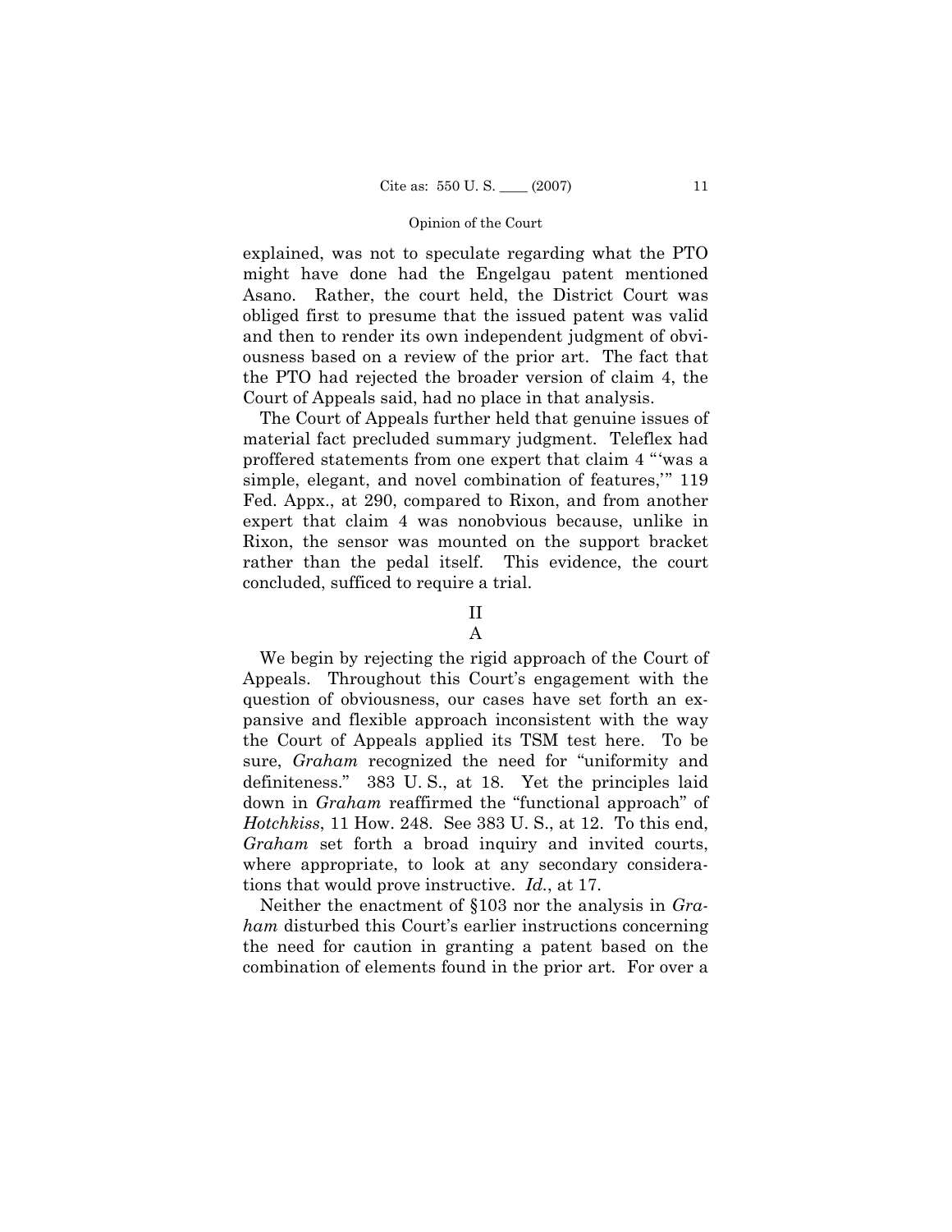explained, was not to speculate regarding what the PTO might have done had the Engelgau patent mentioned Asano. Rather, the court held, the District Court was obliged first to presume that the issued patent was valid and then to render its own independent judgment of obviousness based on a review of the prior art. The fact that the PTO had rejected the broader version of claim 4, the Court of Appeals said, had no place in that analysis.

The Court of Appeals further held that genuine issues of material fact precluded summary judgment. Teleflex had proffered statements from one expert that claim 4 "'was a simple, elegant, and novel combination of features,'" 119 Fed. Appx., at 290, compared to Rixon, and from another expert that claim 4 was nonobvious because, unlike in Rixon, the sensor was mounted on the support bracket rather than the pedal itself. This evidence, the court concluded, sufficed to require a trial.

## II

### A

We begin by rejecting the rigid approach of the Court of Appeals. Throughout this Court's engagement with the question of obviousness, our cases have set forth an expansive and flexible approach inconsistent with the way the Court of Appeals applied its TSM test here. To be sure, *Graham* recognized the need for "uniformity and definiteness." 383 U. S., at 18. Yet the principles laid down in *Graham* reaffirmed the "functional approach" of *Hotchkiss*, 11 How. 248. See 383 U. S., at 12. To this end, *Graham* set forth a broad inquiry and invited courts, where appropriate, to look at any secondary considerations that would prove instructive. *Id.*, at 17.

Neither the enactment of §103 nor the analysis in *Graham* disturbed this Court's earlier instructions concerning the need for caution in granting a patent based on the combination of elements found in the prior art. For over a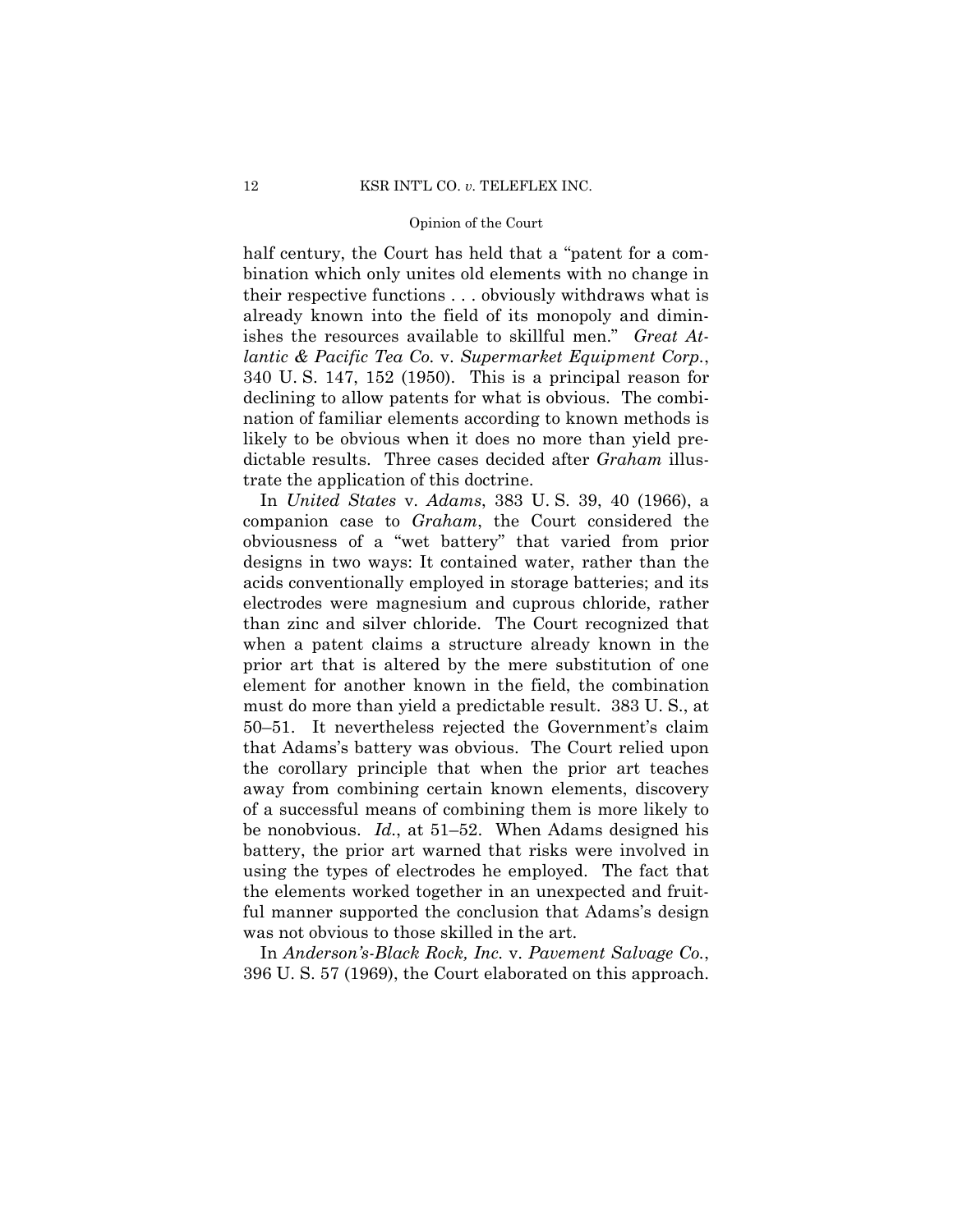half century, the Court has held that a "patent for a combination which only unites old elements with no change in their respective functions . . . obviously withdraws what is already known into the field of its monopoly and diminishes the resources available to skillful men." *Great Atlantic & Pacific Tea Co.* v. *Supermarket Equipment Corp.*, 340 U. S. 147, 152 (1950). This is a principal reason for declining to allow patents for what is obvious. The combination of familiar elements according to known methods is likely to be obvious when it does no more than yield predictable results. Three cases decided after *Graham* illustrate the application of this doctrine.

In *United States* v. *Adams*, 383 U. S. 39, 40 (1966), a companion case to *Graham*, the Court considered the obviousness of a "wet battery" that varied from prior designs in two ways: It contained water, rather than the acids conventionally employed in storage batteries; and its electrodes were magnesium and cuprous chloride, rather than zinc and silver chloride. The Court recognized that when a patent claims a structure already known in the prior art that is altered by the mere substitution of one element for another known in the field, the combination must do more than yield a predictable result. 383 U. S., at 50–51. It nevertheless rejected the Government's claim that Adams's battery was obvious. The Court relied upon the corollary principle that when the prior art teaches away from combining certain known elements, discovery of a successful means of combining them is more likely to be nonobvious. *Id.*, at 51–52. When Adams designed his battery, the prior art warned that risks were involved in using the types of electrodes he employed. The fact that the elements worked together in an unexpected and fruitful manner supported the conclusion that Adams's design was not obvious to those skilled in the art.

In *Anderson's-Black Rock, Inc.* v. *Pavement Salvage Co.*, 396 U. S. 57 (1969), the Court elaborated on this approach.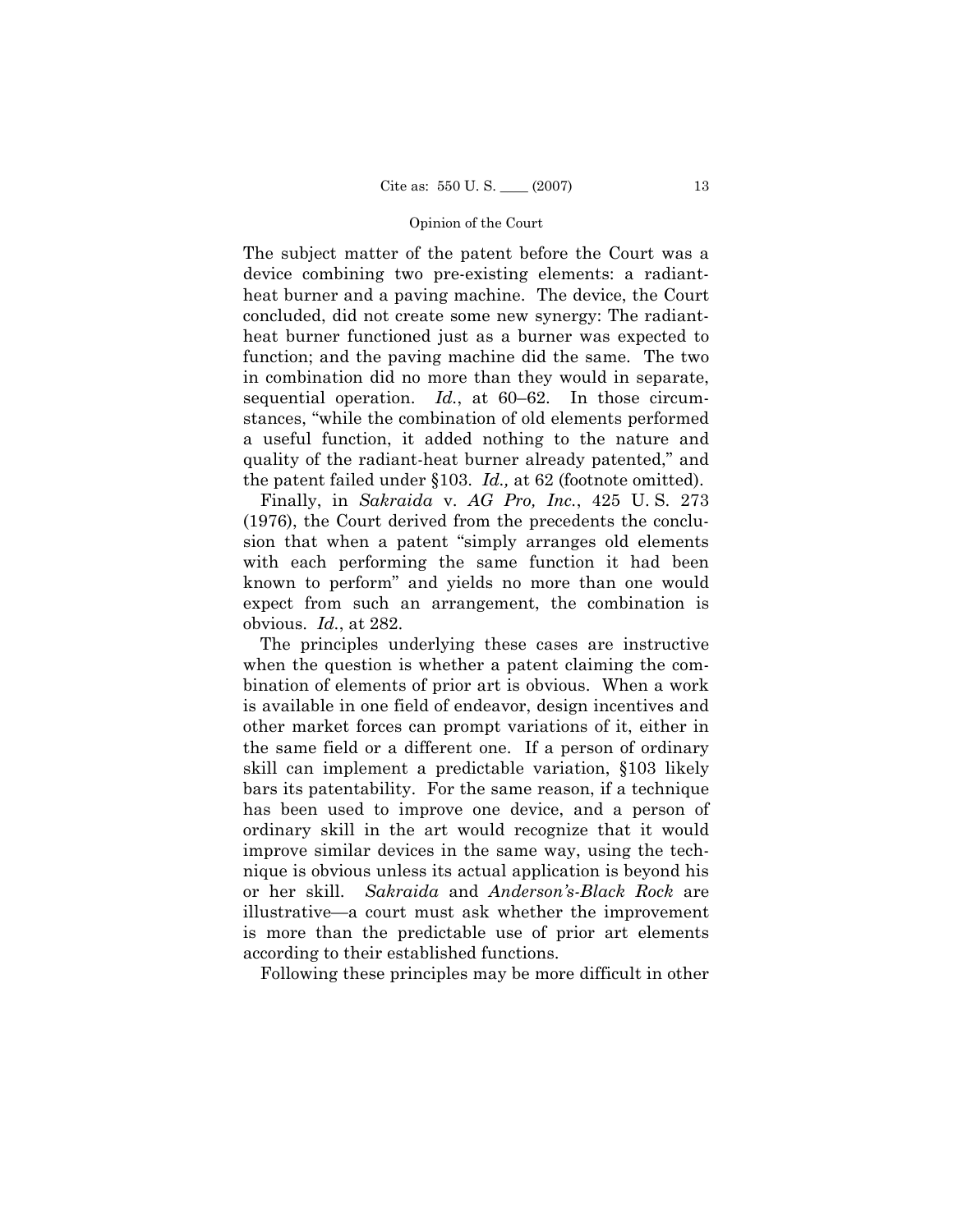The subject matter of the patent before the Court was a device combining two pre-existing elements: a radiant-heat burner and a paving machine. The device, the Court concluded, did not create some new synergy: The radiant-heat burner functioned just as a burner was expected to function; and the paving machine did the same. The two in combination did no more than they would in separate, sequential operation. *Id.*, at 60–62. In those circumstances, "while the combination of old elements performed a useful function, it added nothing to the nature and quality of the radiant-heat burner already patented," and the patent failed under §103. *Id.,* at 62 (footnote omitted).

Finally, in *Sakraida* v. *AG Pro, Inc.*, 425 U. S. 273 (1976), the Court derived from the precedents the conclusion that when a patent "simply arranges old elements with each performing the same function it had been known to perform" and yields no more than one would expect from such an arrangement, the combination is obvious. *Id.*, at 282.

The principles underlying these cases are instructive when the question is whether a patent claiming the combination of elements of prior art is obvious. When a work is available in one field of endeavor, design incentives and other market forces can prompt variations of it, either in the same field or a different one. If a person of ordinary skill can implement a predictable variation, §103 likely bars its patentability. For the same reason, if a technique has been used to improve one device, and a person of ordinary skill in the art would recognize that it would improve similar devices in the same way, using the technique is obvious unless its actual application is beyond his or her skill. *Sakraida* and *Anderson's-Black Rock* are illustrative—a court must ask whether the improvement is more than the predictable use of prior art elements according to their established functions.

Following these principles may be more difficult in other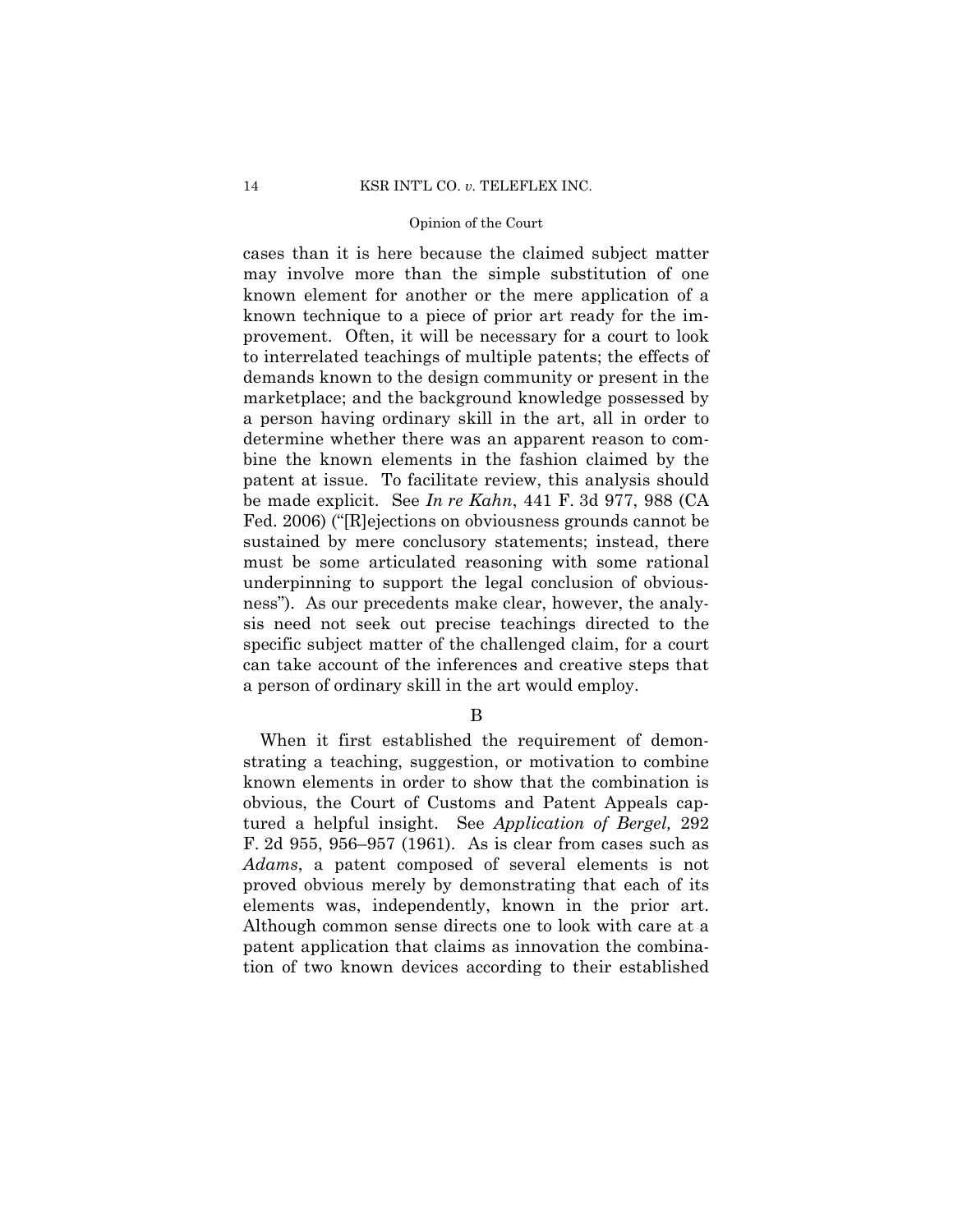cases than it is here because the claimed subject matter may involve more than the simple substitution of one known element for another or the mere application of a known technique to a piece of prior art ready for the improvement. Often, it will be necessary for a court to look to interrelated teachings of multiple patents; the effects of demands known to the design community or present in the marketplace; and the background knowledge possessed by a person having ordinary skill in the art, all in order to determine whether there was an apparent reason to combine the known elements in the fashion claimed by the patent at issue. To facilitate review, this analysis should be made explicit. See *In re Kahn*, 441 F. 3d 977, 988 (CA Fed. 2006) ("[R]ejections on obviousness grounds cannot be sustained by mere conclusory statements; instead, there must be some articulated reasoning with some rational underpinning to support the legal conclusion of obviousness"). As our precedents make clear, however, the analysis need not seek out precise teachings directed to the specific subject matter of the challenged claim, for a court can take account of the inferences and creative steps that a person of ordinary skill in the art would employ.

B

When it first established the requirement of demonstrating a teaching, suggestion, or motivation to combine known elements in order to show that the combination is obvious, the Court of Customs and Patent Appeals captured a helpful insight. See *Application of Bergel,* 292 F. 2d 955, 956–957 (1961). As is clear from cases such as *Adams*, a patent composed of several elements is not proved obvious merely by demonstrating that each of its elements was, independently, known in the prior art. Although common sense directs one to look with care at a patent application that claims as innovation the combination of two known devices according to their established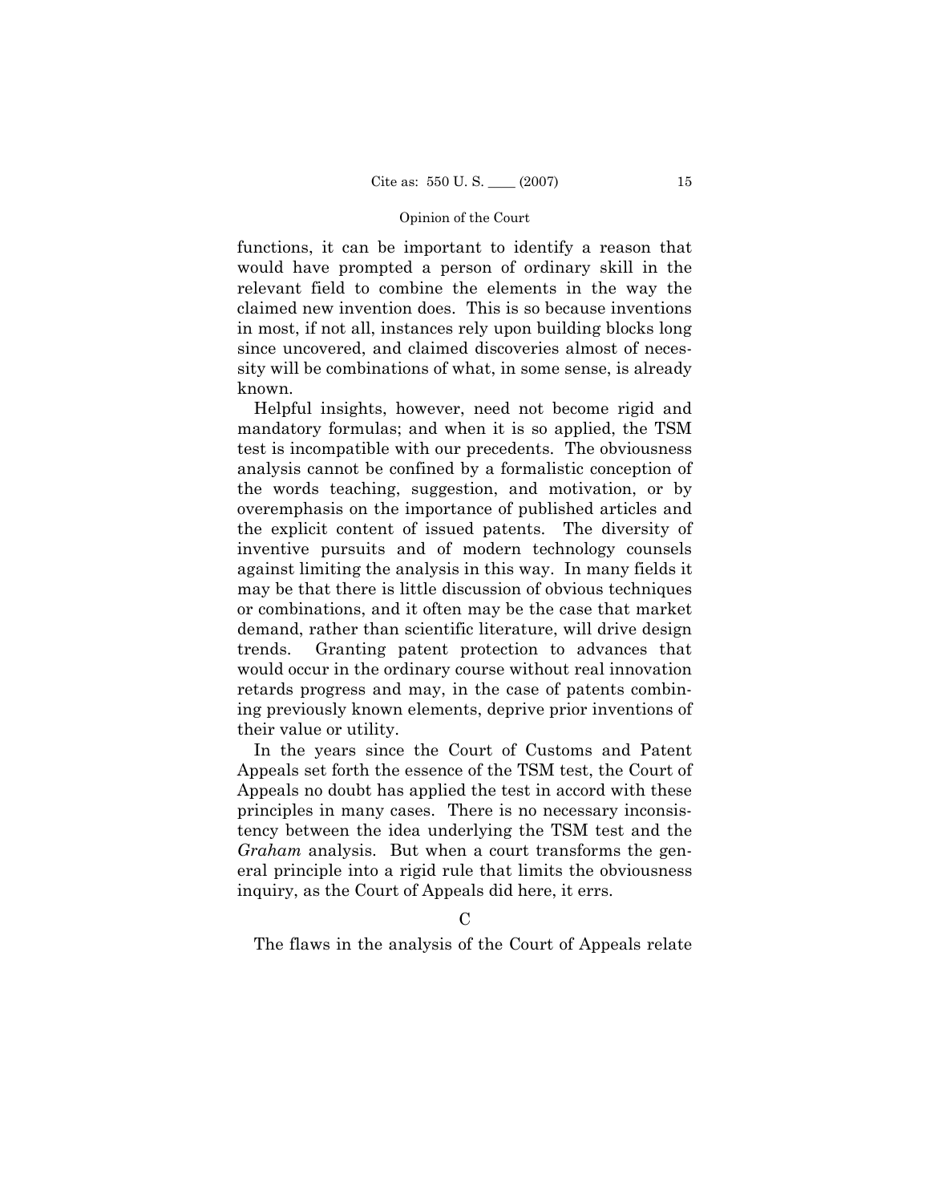functions, it can be important to identify a reason that would have prompted a person of ordinary skill in the relevant field to combine the elements in the way the claimed new invention does. This is so because inventions in most, if not all, instances rely upon building blocks long since uncovered, and claimed discoveries almost of necessity will be combinations of what, in some sense, is already known.

Helpful insights, however, need not become rigid and mandatory formulas; and when it is so applied, the TSM test is incompatible with our precedents. The obviousness analysis cannot be confined by a formalistic conception of the words teaching, suggestion, and motivation, or by overemphasis on the importance of published articles and the explicit content of issued patents. The diversity of inventive pursuits and of modern technology counsels against limiting the analysis in this way. In many fields it may be that there is little discussion of obvious techniques or combinations, and it often may be the case that market demand, rather than scientific literature, will drive design trends. Granting patent protection to advances that would occur in the ordinary course without real innovation retards progress and may, in the case of patents combining previously known elements, deprive prior inventions of their value or utility.

In the years since the Court of Customs and Patent Appeals set forth the essence of the TSM test, the Court of Appeals no doubt has applied the test in accord with these principles in many cases. There is no necessary inconsistency between the idea underlying the TSM test and the *Graham* analysis. But when a court transforms the general principle into a rigid rule that limits the obviousness inquiry, as the Court of Appeals did here, it errs.

C

The flaws in the analysis of the Court of Appeals relate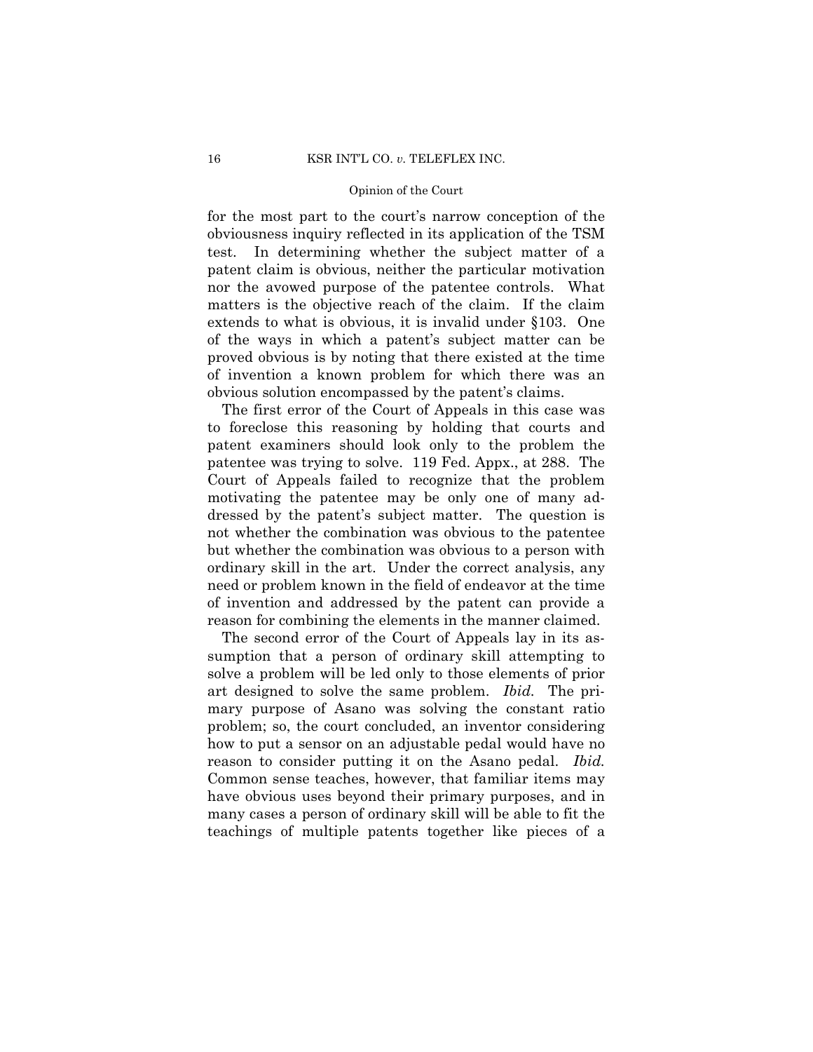for the most part to the court's narrow conception of the obviousness inquiry reflected in its application of the TSM test. In determining whether the subject matter of a patent claim is obvious, neither the particular motivation nor the avowed purpose of the patentee controls. What matters is the objective reach of the claim. If the claim extends to what is obvious, it is invalid under §103. One of the ways in which a patent's subject matter can be proved obvious is by noting that there existed at the time of invention a known problem for which there was an obvious solution encompassed by the patent's claims.

The first error of the Court of Appeals in this case was to foreclose this reasoning by holding that courts and patent examiners should look only to the problem the patentee was trying to solve. 119 Fed. Appx., at 288. The Court of Appeals failed to recognize that the problem motivating the patentee may be only one of many addressed by the patent's subject matter. The question is not whether the combination was obvious to the patentee but whether the combination was obvious to a person with ordinary skill in the art. Under the correct analysis, any need or problem known in the field of endeavor at the time of invention and addressed by the patent can provide a reason for combining the elements in the manner claimed.

The second error of the Court of Appeals lay in its assumption that a person of ordinary skill attempting to solve a problem will be led only to those elements of prior art designed to solve the same problem. *Ibid.* The primary purpose of Asano was solving the constant ratio problem; so, the court concluded, an inventor considering how to put a sensor on an adjustable pedal would have no reason to consider putting it on the Asano pedal. *Ibid.* Common sense teaches, however, that familiar items may have obvious uses beyond their primary purposes, and in many cases a person of ordinary skill will be able to fit the teachings of multiple patents together like pieces of a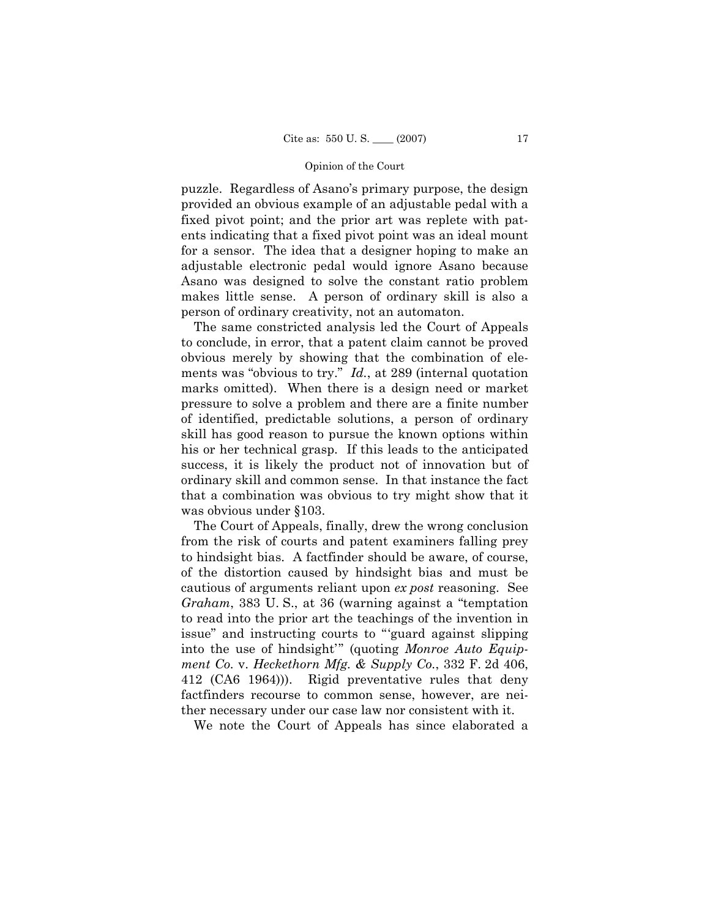puzzle. Regardless of Asano's primary purpose, the design provided an obvious example of an adjustable pedal with a fixed pivot point; and the prior art was replete with patents indicating that a fixed pivot point was an ideal mount for a sensor. The idea that a designer hoping to make an adjustable electronic pedal would ignore Asano because Asano was designed to solve the constant ratio problem makes little sense. A person of ordinary skill is also a person of ordinary creativity, not an automaton.

The same constricted analysis led the Court of Appeals to conclude, in error, that a patent claim cannot be proved obvious merely by showing that the combination of elements was "obvious to try." *Id.*, at 289 (internal quotation marks omitted). When there is a design need or market pressure to solve a problem and there are a finite number of identified, predictable solutions, a person of ordinary skill has good reason to pursue the known options within his or her technical grasp. If this leads to the anticipated success, it is likely the product not of innovation but of ordinary skill and common sense. In that instance the fact that a combination was obvious to try might show that it was obvious under §103.

The Court of Appeals, finally, drew the wrong conclusion from the risk of courts and patent examiners falling prey to hindsight bias. A factfinder should be aware, of course, of the distortion caused by hindsight bias and must be cautious of arguments reliant upon *ex post* reasoning. See *Graham*, 383 U. S., at 36 (warning against a "temptation to read into the prior art the teachings of the invention in issue" and instructing courts to "'guard against slipping into the use of hindsight'" (quoting *Monroe Auto Equipment Co.* v. *Heckethorn Mfg. & Supply Co.*, 332 F. 2d 406, 412 (CA6 1964))). Rigid preventative rules that deny factfinders recourse to common sense, however, are neither necessary under our case law nor consistent with it.

We note the Court of Appeals has since elaborated a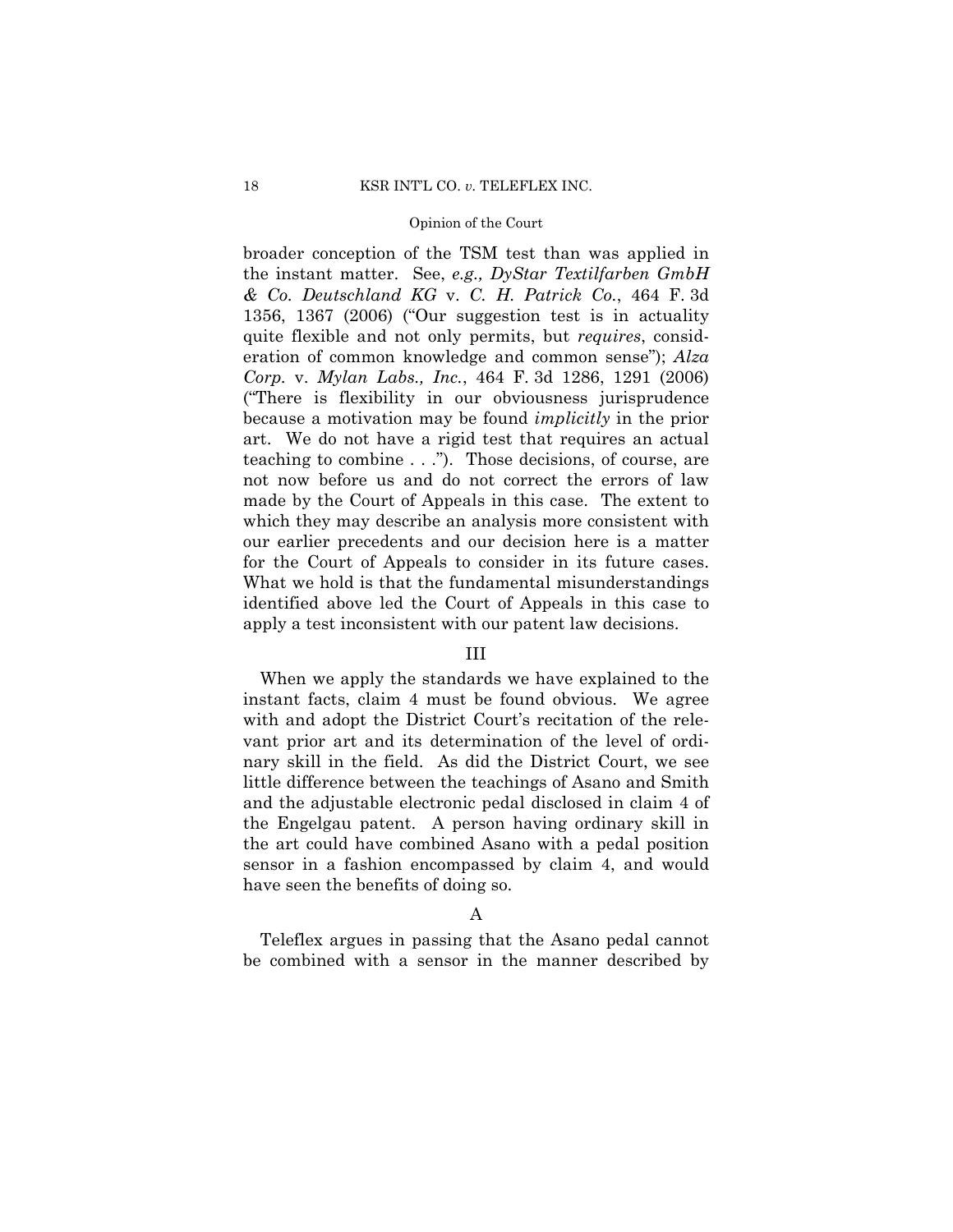broader conception of the TSM test than was applied in the instant matter. See, *e.g., DyStar Textilfarben GmbH & Co. Deutschland KG* v. *C. H. Patrick Co.*, 464 F. 3d 1356, 1367 (2006) ("Our suggestion test is in actuality quite flexible and not only permits, but *requires*, consideration of common knowledge and common sense"); *Alza Corp.* v. *Mylan Labs., Inc.*, 464 F. 3d 1286, 1291 (2006) ("There is flexibility in our obviousness jurisprudence because a motivation may be found *implicitly* in the prior art. We do not have a rigid test that requires an actual teaching to combine . . ."). Those decisions, of course, are not now before us and do not correct the errors of law made by the Court of Appeals in this case. The extent to which they may describe an analysis more consistent with our earlier precedents and our decision here is a matter for the Court of Appeals to consider in its future cases. What we hold is that the fundamental misunderstandings identified above led the Court of Appeals in this case to apply a test inconsistent with our patent law decisions.

## III

When we apply the standards we have explained to the instant facts, claim 4 must be found obvious. We agree with and adopt the District Court's recitation of the relevant prior art and its determination of the level of ordinary skill in the field. As did the District Court, we see little difference between the teachings of Asano and Smith and the adjustable electronic pedal disclosed in claim 4 of the Engelgau patent. A person having ordinary skill in the art could have combined Asano with a pedal position sensor in a fashion encompassed by claim 4, and would have seen the benefits of doing so.

### A

Teleflex argues in passing that the Asano pedal cannot be combined with a sensor in the manner described by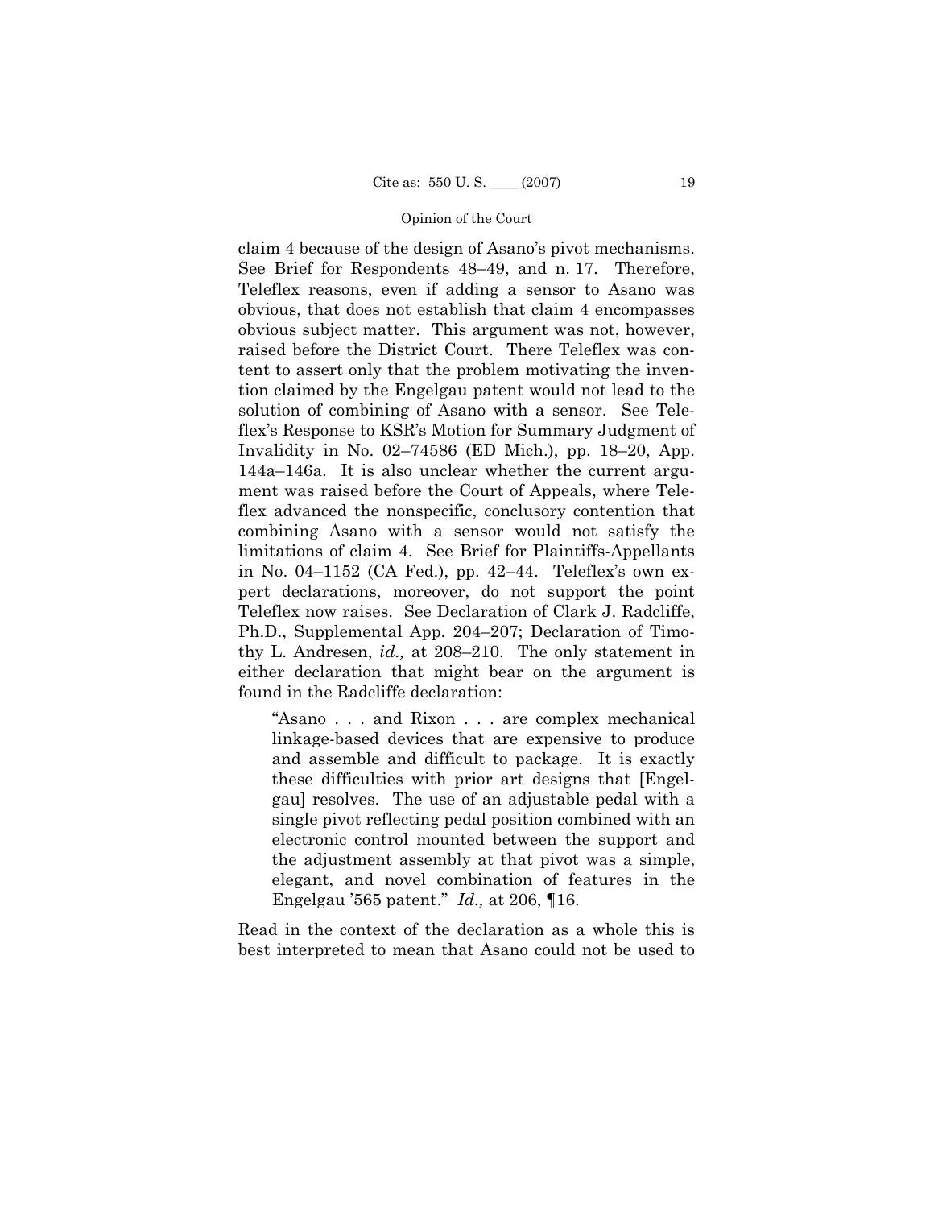claim 4 because of the design of Asano's pivot mechanisms. See Brief for Respondents 48–49, and n. 17. Therefore, Teleflex reasons, even if adding a sensor to Asano was obvious, that does not establish that claim 4 encompasses obvious subject matter. This argument was not, however, raised before the District Court. There Teleflex was content to assert only that the problem motivating the invention claimed by the Engelgau patent would not lead to the solution of combining of Asano with a sensor. See Teleflex's Response to KSR's Motion for Summary Judgment of Invalidity in No. 02–74586 (ED Mich.), pp. 18–20, App. 144a–146a. It is also unclear whether the current argument was raised before the Court of Appeals, where Teleflex advanced the nonspecific, conclusory contention that combining Asano with a sensor would not satisfy the limitations of claim 4. See Brief for Plaintiffs-Appellants in No. 04–1152 (CA Fed.), pp. 42–44. Teleflex's own expert declarations, moreover, do not support the point Teleflex now raises. See Declaration of Clark J. Radcliffe, Ph.D., Supplemental App. 204–207; Declaration of Timothy L. Andresen, *id.,* at 208–210. The only statement in either declaration that might bear on the argument is found in the Radcliffe declaration:

> "Asano . . . and Rixon . . . are complex mechanical linkage-based devices that are expensive to produce and assemble and difficult to package. It is exactly these difficulties with prior art designs that [Engelgau] resolves. The use of an adjustable pedal with a single pivot reflecting pedal position combined with an electronic control mounted between the support and the adjustment assembly at that pivot was a simple, elegant, and novel combination of features in the Engelgau '565 patent." *Id.,* at 206, ¶16.

Read in the context of the declaration as a whole this is best interpreted to mean that Asano could not be used to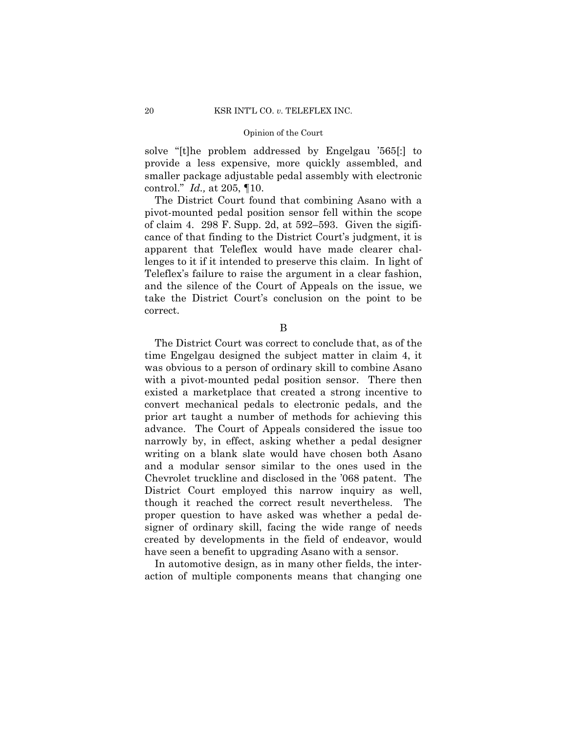solve "[t]he problem addressed by Engelgau '565[:] to provide a less expensive, more quickly assembled, and smaller package adjustable pedal assembly with electronic control." *Id.,* at 205, ¶10.

The District Court found that combining Asano with a pivot-mounted pedal position sensor fell within the scope of claim 4. 298 F. Supp. 2d, at 592–593. Given the sigificance of that finding to the District Court's judgment, it is apparent that Teleflex would have made clearer challenges to it if it intended to preserve this claim. In light of Teleflex's failure to raise the argument in a clear fashion, and the silence of the Court of Appeals on the issue, we take the District Court's conclusion on the point to be correct.

B

The District Court was correct to conclude that, as of the time Engelgau designed the subject matter in claim 4, it was obvious to a person of ordinary skill to combine Asano with a pivot-mounted pedal position sensor. There then existed a marketplace that created a strong incentive to convert mechanical pedals to electronic pedals, and the prior art taught a number of methods for achieving this advance. The Court of Appeals considered the issue too narrowly by, in effect, asking whether a pedal designer writing on a blank slate would have chosen both Asano and a modular sensor similar to the ones used in the Chevrolet truckline and disclosed in the '068 patent. The District Court employed this narrow inquiry as well, though it reached the correct result nevertheless. The proper question to have asked was whether a pedal designer of ordinary skill, facing the wide range of needs created by developments in the field of endeavor, would have seen a benefit to upgrading Asano with a sensor.

In automotive design, as in many other fields, the interaction of multiple components means that changing one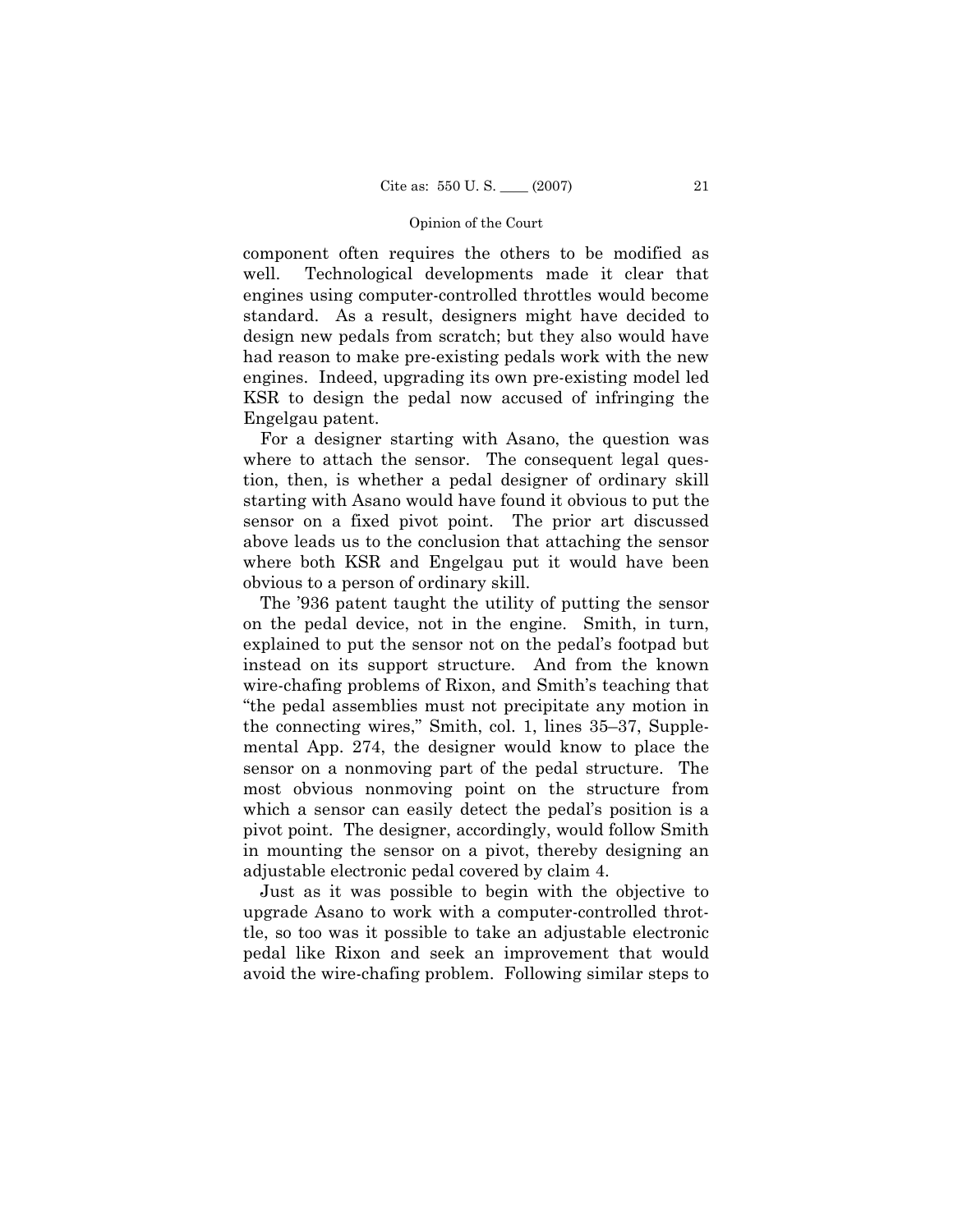component often requires the others to be modified as well. Technological developments made it clear that engines using computer-controlled throttles would become standard. As a result, designers might have decided to design new pedals from scratch; but they also would have had reason to make pre-existing pedals work with the new engines. Indeed, upgrading its own pre-existing model led KSR to design the pedal now accused of infringing the Engelgau patent.

For a designer starting with Asano, the question was where to attach the sensor. The consequent legal question, then, is whether a pedal designer of ordinary skill starting with Asano would have found it obvious to put the sensor on a fixed pivot point. The prior art discussed above leads us to the conclusion that attaching the sensor where both KSR and Engelgau put it would have been obvious to a person of ordinary skill.

The '936 patent taught the utility of putting the sensor on the pedal device, not in the engine. Smith, in turn, explained to put the sensor not on the pedal's footpad but instead on its support structure. And from the known wire-chafing problems of Rixon, and Smith's teaching that "the pedal assemblies must not precipitate any motion in the connecting wires," Smith, col. 1, lines 35–37, Supplemental App. 274, the designer would know to place the sensor on a nonmoving part of the pedal structure. The most obvious nonmoving point on the structure from which a sensor can easily detect the pedal's position is a pivot point. The designer, accordingly, would follow Smith in mounting the sensor on a pivot, thereby designing an adjustable electronic pedal covered by claim 4.

Just as it was possible to begin with the objective to upgrade Asano to work with a computer-controlled throttle, so too was it possible to take an adjustable electronic pedal like Rixon and seek an improvement that would avoid the wire-chafing problem. Following similar steps to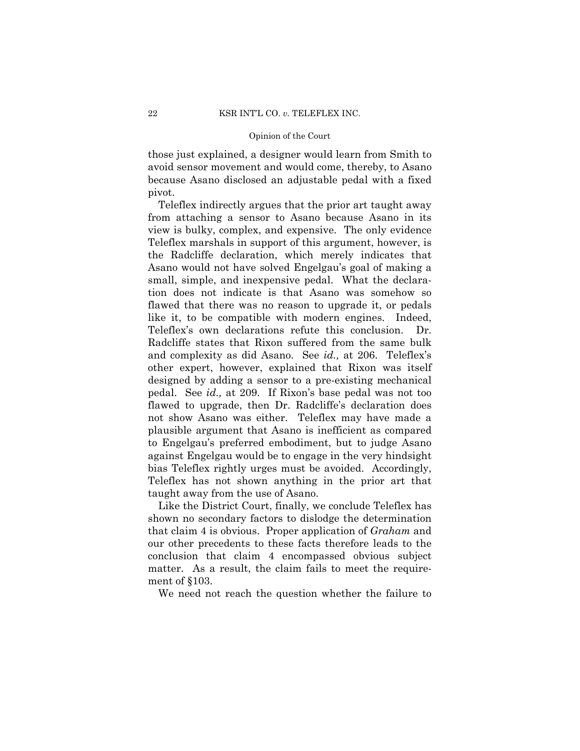those just explained, a designer would learn from Smith to avoid sensor movement and would come, thereby, to Asano because Asano disclosed an adjustable pedal with a fixed pivot.

Teleflex indirectly argues that the prior art taught away from attaching a sensor to Asano because Asano in its view is bulky, complex, and expensive. The only evidence Teleflex marshals in support of this argument, however, is the Radcliffe declaration, which merely indicates that Asano would not have solved Engelgau's goal of making a small, simple, and inexpensive pedal. What the declaration does not indicate is that Asano was somehow so flawed that there was no reason to upgrade it, or pedals like it, to be compatible with modern engines. Indeed, Teleflex's own declarations refute this conclusion. Dr. Radcliffe states that Rixon suffered from the same bulk and complexity as did Asano. See *id.,* at 206. Teleflex's other expert, however, explained that Rixon was itself designed by adding a sensor to a pre-existing mechanical pedal. See *id.,* at 209. If Rixon's base pedal was not too flawed to upgrade, then Dr. Radcliffe's declaration does not show Asano was either. Teleflex may have made a plausible argument that Asano is inefficient as compared to Engelgau's preferred embodiment, but to judge Asano against Engelgau would be to engage in the very hindsight bias Teleflex rightly urges must be avoided. Accordingly, Teleflex has not shown anything in the prior art that taught away from the use of Asano.

Like the District Court, finally, we conclude Teleflex has shown no secondary factors to dislodge the determination that claim 4 is obvious. Proper application of *Graham* and our other precedents to these facts therefore leads to the conclusion that claim 4 encompassed obvious subject matter. As a result, the claim fails to meet the requirement of §103.

We need not reach the question whether the failure to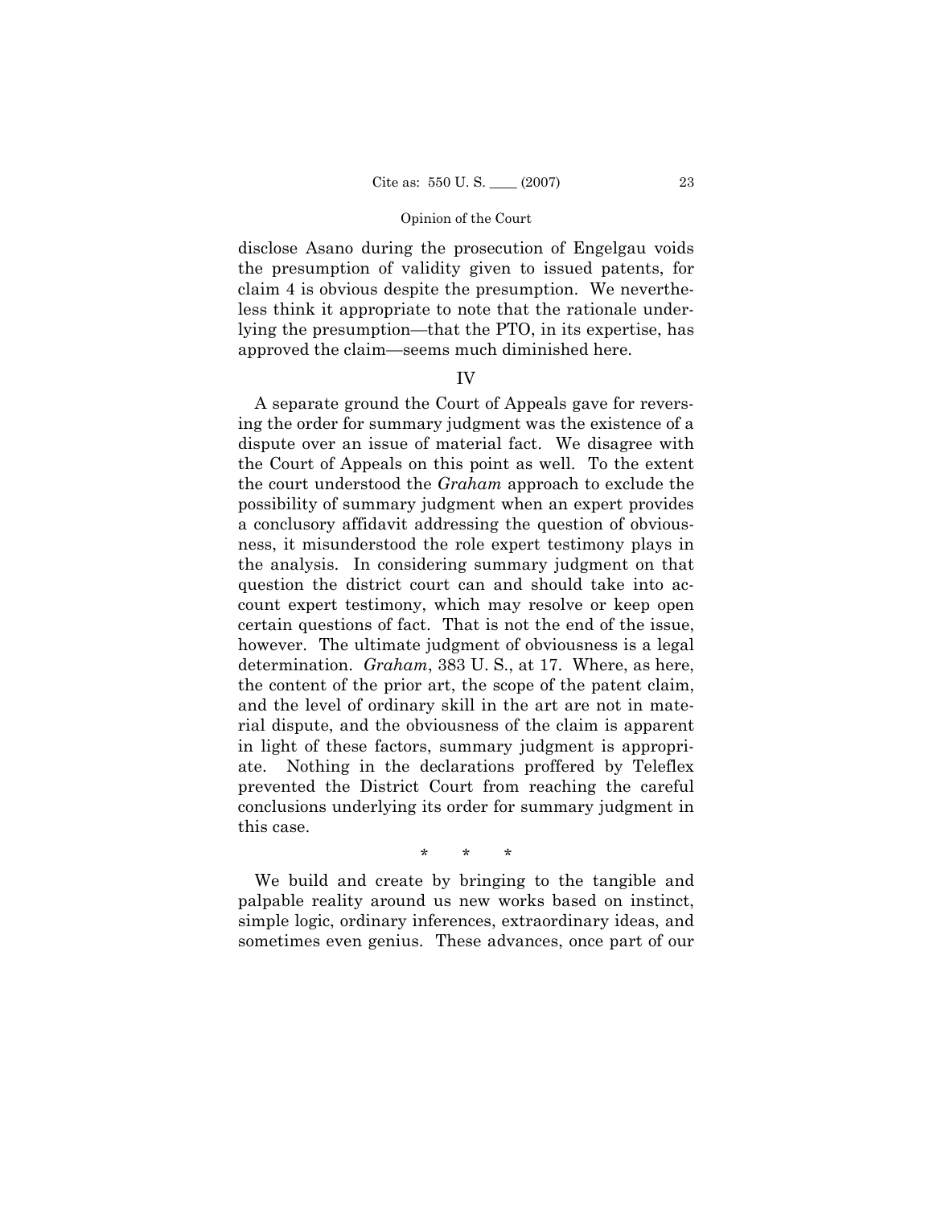disclose Asano during the prosecution of Engelgau voids the presumption of validity given to issued patents, for claim 4 is obvious despite the presumption. We nevertheless think it appropriate to note that the rationale underlying the presumption—that the PTO, in its expertise, has approved the claim—seems much diminished here.

## IV

A separate ground the Court of Appeals gave for reversing the order for summary judgment was the existence of a dispute over an issue of material fact. We disagree with the Court of Appeals on this point as well. To the extent the court understood the *Graham* approach to exclude the possibility of summary judgment when an expert provides a conclusory affidavit addressing the question of obviousness, it misunderstood the role expert testimony plays in the analysis. In considering summary judgment on that question the district court can and should take into account expert testimony, which may resolve or keep open certain questions of fact. That is not the end of the issue, however. The ultimate judgment of obviousness is a legal determination. *Graham*, 383 U. S., at 17. Where, as here, the content of the prior art, the scope of the patent claim, and the level of ordinary skill in the art are not in material dispute, and the obviousness of the claim is apparent in light of these factors, summary judgment is appropriate. Nothing in the declarations proffered by Teleflex prevented the District Court from reaching the careful conclusions underlying its order for summary judgment in this case.

\* \* \*

We build and create by bringing to the tangible and palpable reality around us new works based on instinct, simple logic, ordinary inferences, extraordinary ideas, and sometimes even genius. These advances, once part of our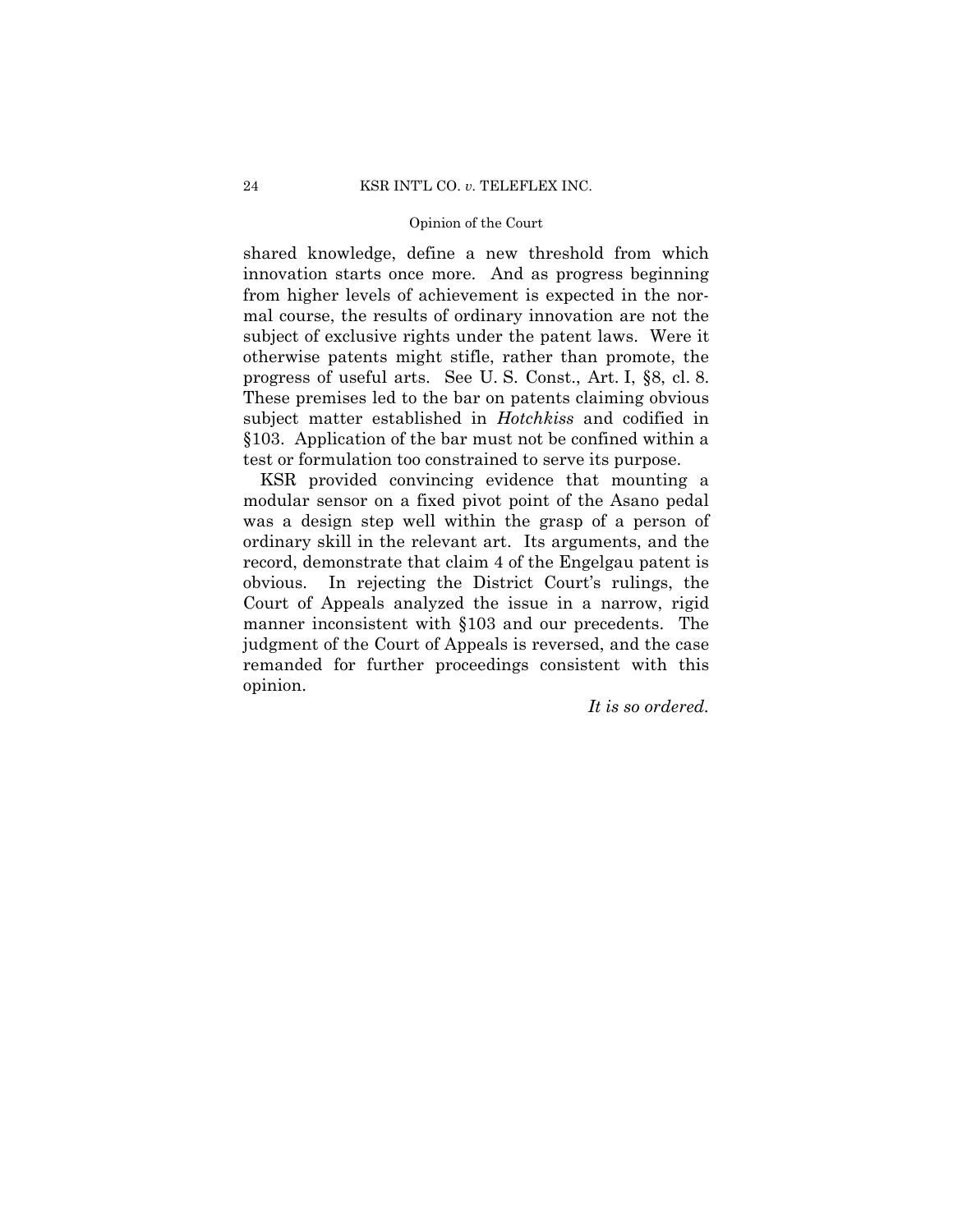shared knowledge, define a new threshold from which innovation starts once more. And as progress beginning from higher levels of achievement is expected in the normal course, the results of ordinary innovation are not the subject of exclusive rights under the patent laws. Were it otherwise patents might stifle, rather than promote, the progress of useful arts. See U. S. Const., Art. I, §8, cl. 8. These premises led to the bar on patents claiming obvious subject matter established in *Hotchkiss* and codified in §103. Application of the bar must not be confined within a test or formulation too constrained to serve its purpose.

KSR provided convincing evidence that mounting a modular sensor on a fixed pivot point of the Asano pedal was a design step well within the grasp of a person of ordinary skill in the relevant art. Its arguments, and the record, demonstrate that claim 4 of the Engelgau patent is obvious. In rejecting the District Court's rulings, the Court of Appeals analyzed the issue in a narrow, rigid manner inconsistent with §103 and our precedents. The judgment of the Court of Appeals is reversed, and the case remanded for further proceedings consistent with this opinion.

*It is so ordered.*